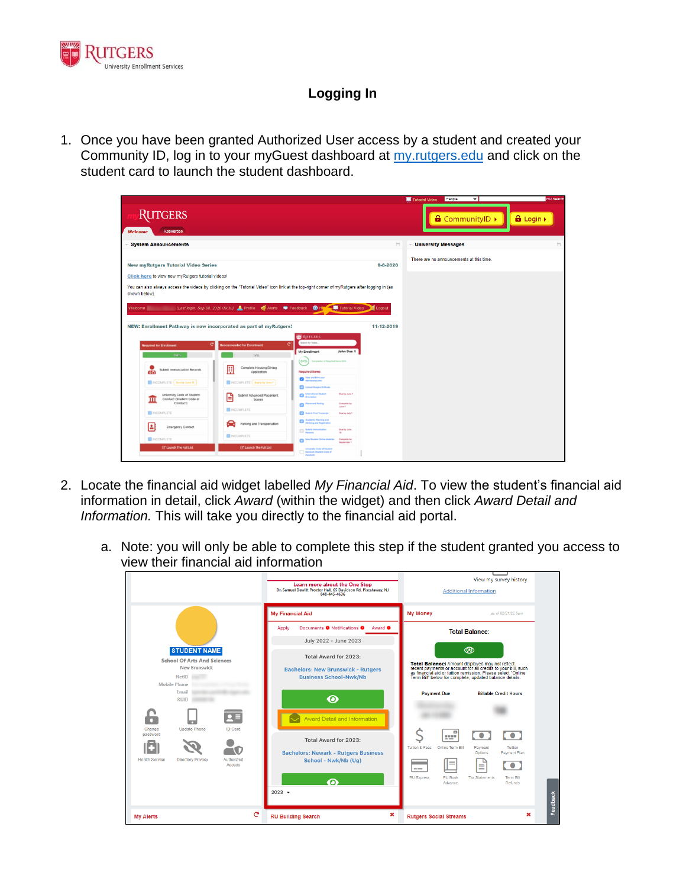# Logging In

1. Once you have been granted Authorized User access by a student and created your Community ID, log in to your myGuest dashboard at [my.rutgers.edu](https://my.rutgers.edu) and click on the student card to launch the student dashboard.

2. Locate the financial aid widget labelled *My Financial Aid*. To view the student's financial aid information in detail, click *Award* (within the widget) and then click *Award Detail and Information.* This will take you directly to the financial aid portal.

   a. Note: you will only be able to complete this step if the student granted you access to view their financial aid information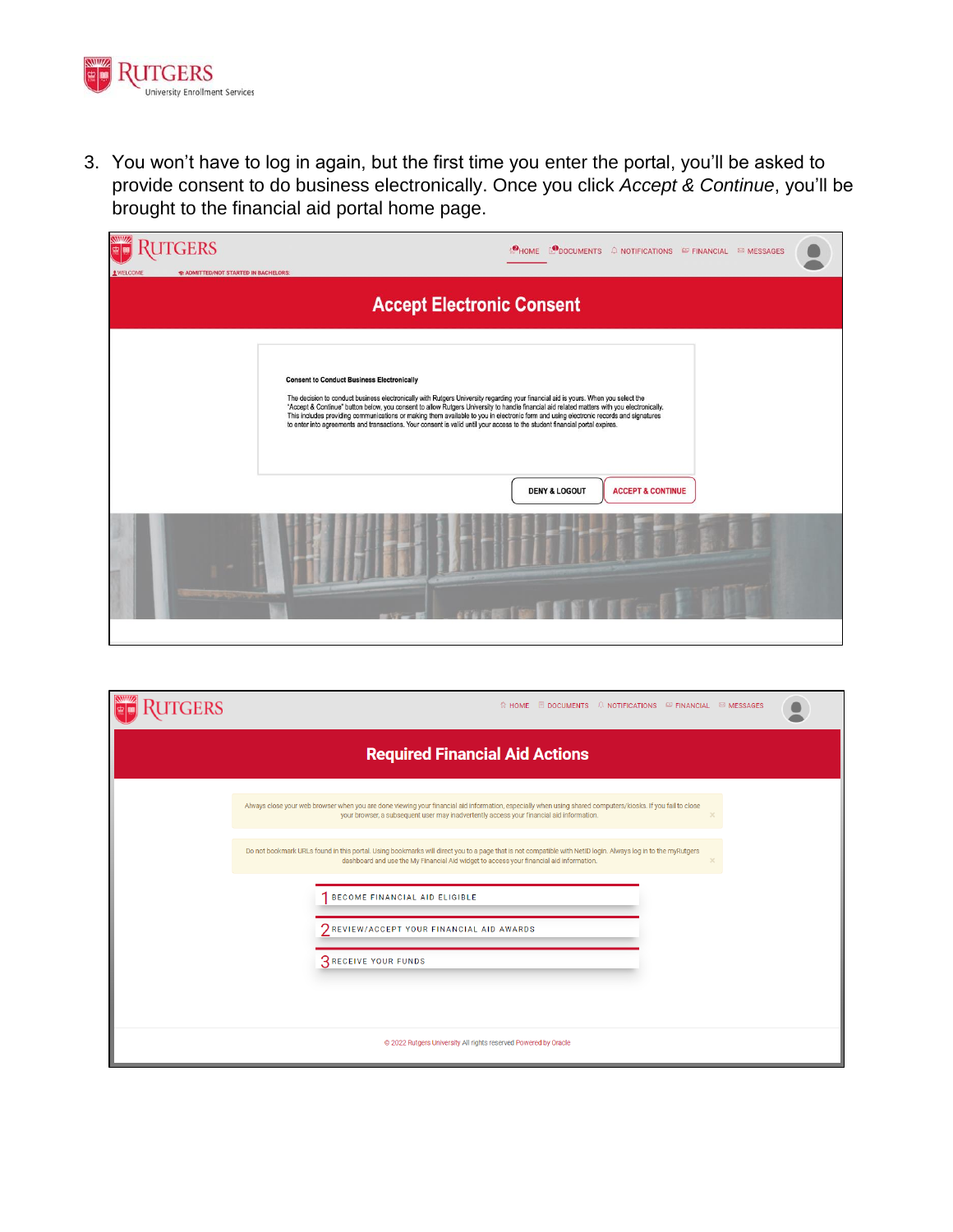3. You won't have to log in again, but the first time you enter the portal, you'll be asked to provide consent to do business electronically. Once you click *Accept & Continue*, you'll be brought to the financial aid portal home page.

RUTGERS

HOME DOCUMENTS NOTIFICATIONS FINANCIAL MESSAGES

WELCOME ADMITTED/NOT STARTED IN BACHELORS

## Accept Electronic Consent

**Consent to Conduct Business Electronically**

The decision to conduct business electronically with Rutgers University regarding your financial aid is yours. When you select the "Accept & Continue" button below, you consent to allow Rutgers University to handle financial aid related matters with you electronically. This includes providing communications or making them available to you in electronic form and using electronic records and signatures to enter into agreements and transactions. Your consent is valid until your access to the student financial portal expires.

DENY & LOGOUT ACCEPT & CONTINUE

RUTGERS

HOME DOCUMENTS NOTIFICATIONS FINANCIAL MESSAGES

## Required Financial Aid Actions

Always close your web browser when you are done viewing your financial aid information, especially when using shared computers/kiosks. If you fail to close your browser, a subsequent user may inadvertently access your financial aid information.

Do not bookmark URLs found in this portal. Using bookmarks will direct you to a page that is not compatible with NetID login. Always log in to the myRutgers dashboard and use the My Financial Aid widget to access your financial aid information.

1 BECOME FINANCIAL AID ELIGIBLE

2 REVIEW/ACCEPT YOUR FINANCIAL AID AWARDS

3 RECEIVE YOUR FUNDS

© 2022 Rutgers University All rights reserved Powered by Oracle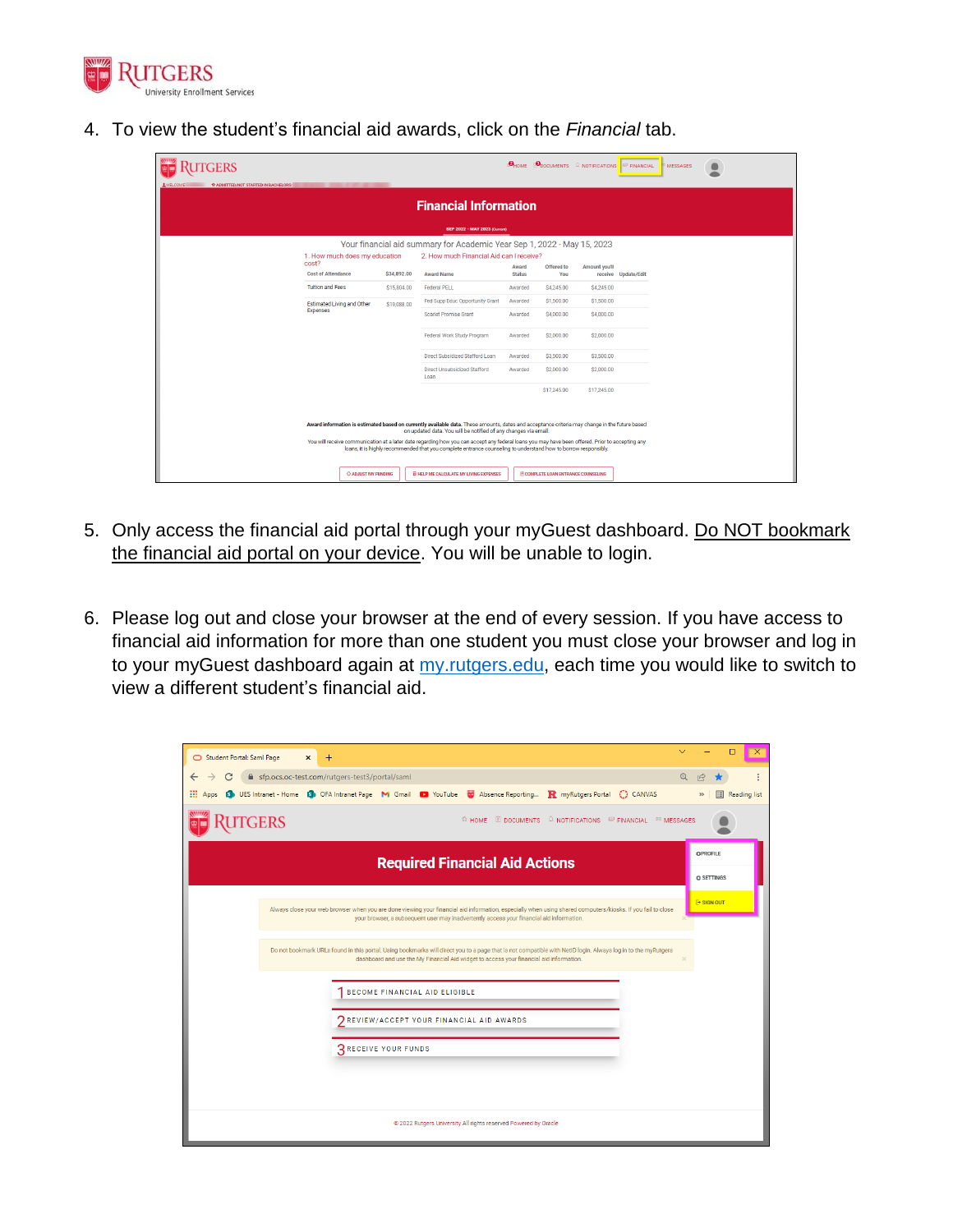4. To view the student's financial aid awards, click on the *Financial* tab.

5. Only access the financial aid portal through your myGuest dashboard. Do NOT bookmark the financial aid portal on your device. You will be unable to login.

6. Please log out and close your browser at the end of every session. If you have access to financial aid information for more than one student you must close your browser and log in to your myGuest dashboard again at my.rutgers.edu, each time you would like to switch to view a different student's financial aid.